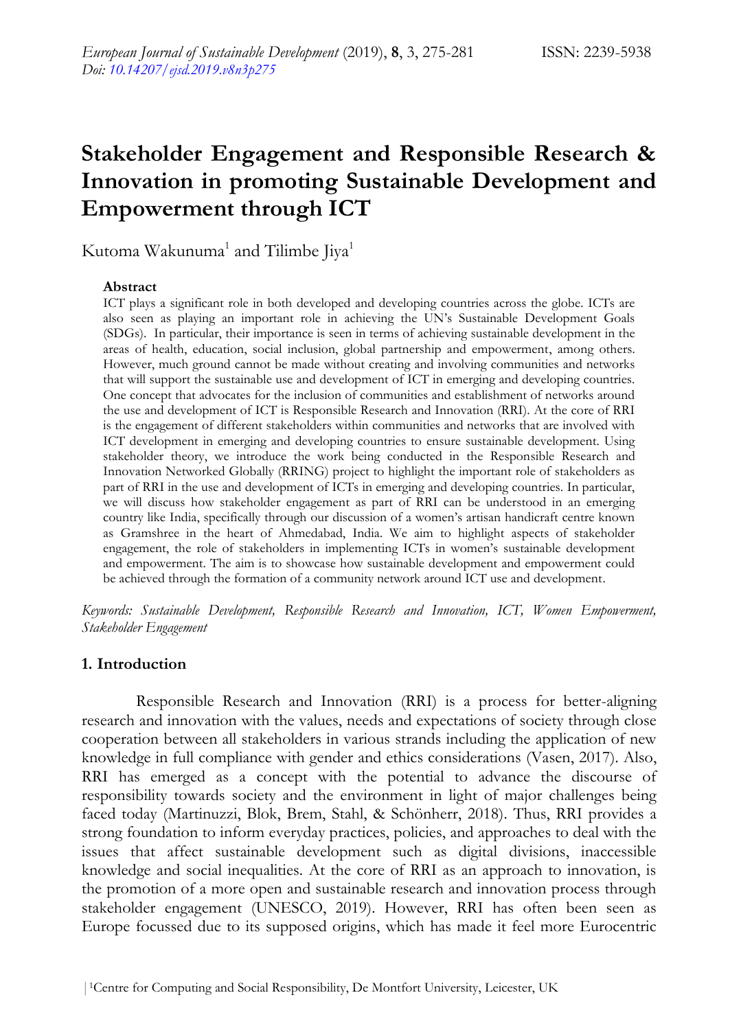# Stakeholder Engagement and Responsible Research & Innovation in promoting Sustainable Development and Empowerment through ICT

Kutoma Wakunuma[1] and Tilimbe Jiya[1]

### Abstract

ICT plays a significant role in both developed and developing countries across the globe. ICTs are also seen as playing an important role in achieving the UN's Sustainable Development Goals (SDGs). In particular, their importance is seen in terms of achieving sustainable development in the areas of health, education, social inclusion, global partnership and empowerment, among others. However, much ground cannot be made without creating and involving communities and networks that will support the sustainable use and development of ICT in emerging and developing countries. One concept that advocates for the inclusion of communities and establishment of networks around the use and development of ICT is Responsible Research and Innovation (RRI). At the core of RRI is the engagement of different stakeholders within communities and networks that are involved with ICT development in emerging and developing countries to ensure sustainable development. Using stakeholder theory, we introduce the work being conducted in the Responsible Research and Innovation Networked Globally (RRING) project to highlight the important role of stakeholders as part of RRI in the use and development of ICTs in emerging and developing countries. In particular, we will discuss how stakeholder engagement as part of RRI can be understood in an emerging country like India, specifically through our discussion of a women's artisan handicraft centre known as Gramshree in the heart of Ahmedabad, India. We aim to highlight aspects of stakeholder engagement, the role of stakeholders in implementing ICTs in women's sustainable development and empowerment. The aim is to showcase how sustainable development and empowerment could be achieved through the formation of a community network around ICT use and development.

*Keywords: Sustainable Development, Responsible Research and Innovation, ICT, Women Empowerment, Stakeholder Engagement*

## 1. Introduction

Responsible Research and Innovation (RRI) is a process for better-aligning research and innovation with the values, needs and expectations of society through close cooperation between all stakeholders in various strands including the application of new knowledge in full compliance with gender and ethics considerations (Vasen, 2017). Also, RRI has emerged as a concept with the potential to advance the discourse of responsibility towards society and the environment in light of major challenges being faced today (Martinuzzi, Blok, Brem, Stahl, & Schönherr, 2018). Thus, RRI provides a strong foundation to inform everyday practices, policies, and approaches to deal with the issues that affect sustainable development such as digital divisions, inaccessible knowledge and social inequalities. At the core of RRI as an approach to innovation, is the promotion of a more open and sustainable research and innovation process through stakeholder engagement (UNESCO, 2019). However, RRI has often been seen as Europe focussed due to its supposed origins, which has made it feel more Eurocentric

[1]Centre for Computing and Social Responsibility, De Montfort University, Leicester, UK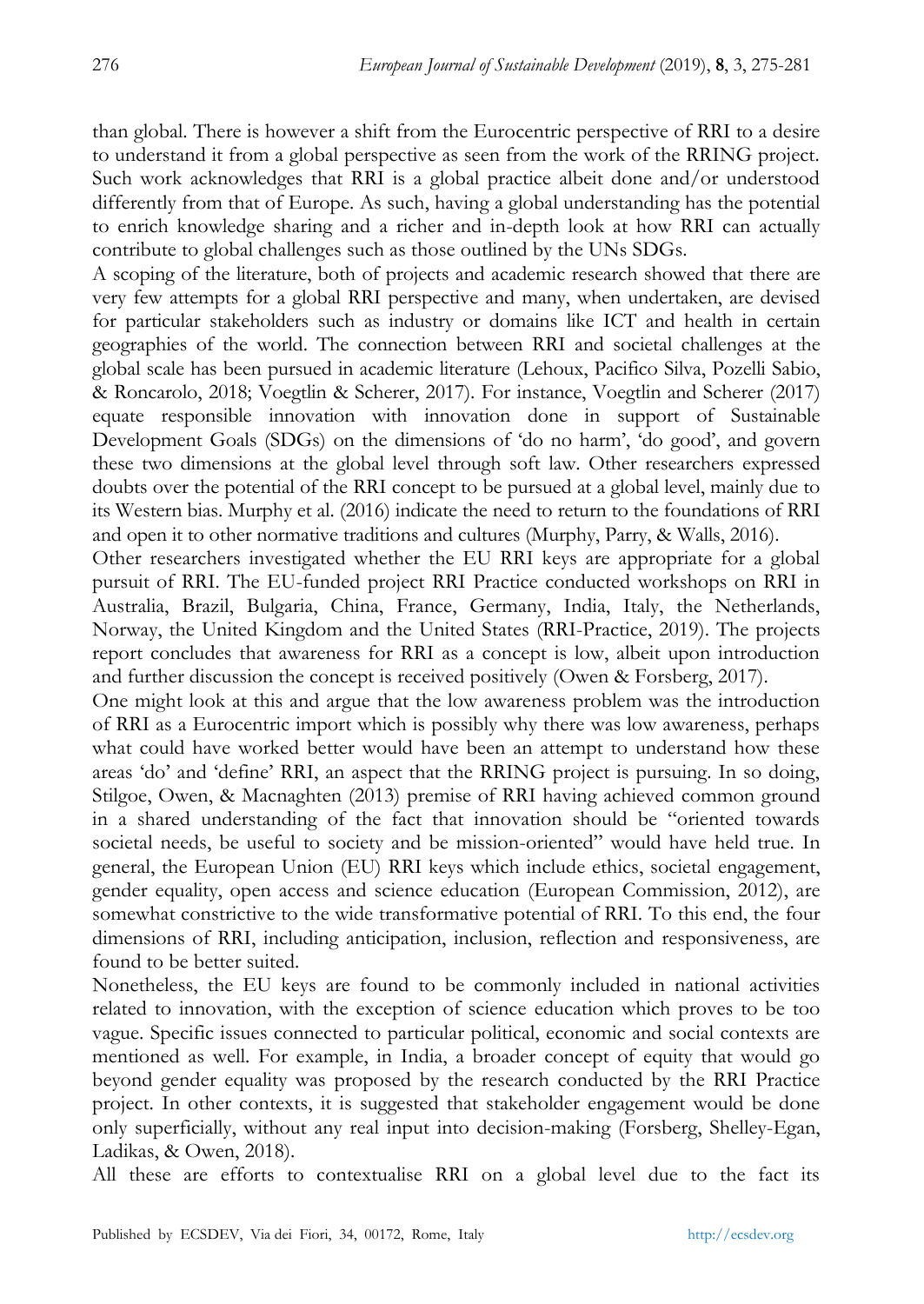than global. There is however a shift from the Eurocentric perspective of RRI to a desire to understand it from a global perspective as seen from the work of the RRING project. Such work acknowledges that RRI is a global practice albeit done and/or understood differently from that of Europe. As such, having a global understanding has the potential to enrich knowledge sharing and a richer and in-depth look at how RRI can actually contribute to global challenges such as those outlined by the UNs SDGs.

A scoping of the literature, both of projects and academic research showed that there are very few attempts for a global RRI perspective and many, when undertaken, are devised for particular stakeholders such as industry or domains like ICT and health in certain geographies of the world. The connection between RRI and societal challenges at the global scale has been pursued in academic literature (Lehoux, Pacifico Silva, Pozelli Sabio, & Roncarolo, 2018; Voegtlin & Scherer, 2017). For instance, Voegtlin and Scherer (2017) equate responsible innovation with innovation done in support of Sustainable Development Goals (SDGs) on the dimensions of 'do no harm', 'do good', and govern these two dimensions at the global level through soft law. Other researchers expressed doubts over the potential of the RRI concept to be pursued at a global level, mainly due to its Western bias. Murphy et al. (2016) indicate the need to return to the foundations of RRI and open it to other normative traditions and cultures (Murphy, Parry, & Walls, 2016).

Other researchers investigated whether the EU RRI keys are appropriate for a global pursuit of RRI. The EU-funded project RRI Practice conducted workshops on RRI in Australia, Brazil, Bulgaria, China, France, Germany, India, Italy, the Netherlands, Norway, the United Kingdom and the United States (RRI-Practice, 2019). The projects report concludes that awareness for RRI as a concept is low, albeit upon introduction and further discussion the concept is received positively (Owen & Forsberg, 2017).

One might look at this and argue that the low awareness problem was the introduction of RRI as a Eurocentric import which is possibly why there was low awareness, perhaps what could have worked better would have been an attempt to understand how these areas 'do' and 'define' RRI, an aspect that the RRING project is pursuing. In so doing, Stilgoe, Owen, & Macnaghten (2013) premise of RRI having achieved common ground in a shared understanding of the fact that innovation should be "oriented towards societal needs, be useful to society and be mission-oriented" would have held true. In general, the European Union (EU) RRI keys which include ethics, societal engagement, gender equality, open access and science education (European Commission, 2012), are somewhat constrictive to the wide transformative potential of RRI. To this end, the four dimensions of RRI, including anticipation, inclusion, reflection and responsiveness, are found to be better suited.

Nonetheless, the EU keys are found to be commonly included in national activities related to innovation, with the exception of science education which proves to be too vague. Specific issues connected to particular political, economic and social contexts are mentioned as well. For example, in India, a broader concept of equity that would go beyond gender equality was proposed by the research conducted by the RRI Practice project. In other contexts, it is suggested that stakeholder engagement would be done only superficially, without any real input into decision-making (Forsberg, Shelley-Egan, Ladikas, & Owen, 2018).

All these are efforts to contextualise RRI on a global level due to the fact its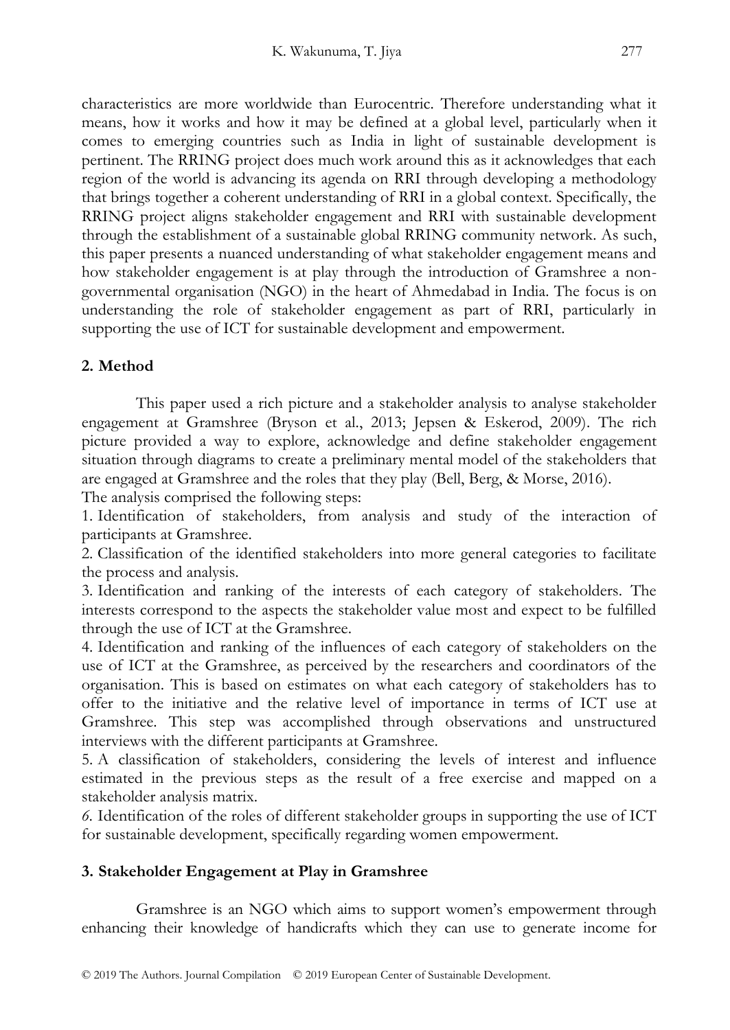characteristics are more worldwide than Eurocentric. Therefore understanding what it means, how it works and how it may be defined at a global level, particularly when it comes to emerging countries such as India in light of sustainable development is pertinent. The RRING project does much work around this as it acknowledges that each region of the world is advancing its agenda on RRI through developing a methodology that brings together a coherent understanding of RRI in a global context. Specifically, the RRING project aligns stakeholder engagement and RRI with sustainable development through the establishment of a sustainable global RRING community network. As such, this paper presents a nuanced understanding of what stakeholder engagement means and how stakeholder engagement is at play through the introduction of Gramshree a non-governmental organisation (NGO) in the heart of Ahmedabad in India. The focus is on understanding the role of stakeholder engagement as part of RRI, particularly in supporting the use of ICT for sustainable development and empowerment.

## 2. Method

This paper used a rich picture and a stakeholder analysis to analyse stakeholder engagement at Gramshree (Bryson et al., 2013; Jepsen & Eskerod, 2009). The rich picture provided a way to explore, acknowledge and define stakeholder engagement situation through diagrams to create a preliminary mental model of the stakeholders that are engaged at Gramshree and the roles that they play (Bell, Berg, & Morse, 2016).

The analysis comprised the following steps:

1. Identification of stakeholders, from analysis and study of the interaction of participants at Gramshree.
2. Classification of the identified stakeholders into more general categories to facilitate the process and analysis.
3. Identification and ranking of the interests of each category of stakeholders. The interests correspond to the aspects the stakeholder value most and expect to be fulfilled through the use of ICT at the Gramshree.
4. Identification and ranking of the influences of each category of stakeholders on the use of ICT at the Gramshree, as perceived by the researchers and coordinators of the organisation. This is based on estimates on what each category of stakeholders has to offer to the initiative and the relative level of importance in terms of ICT use at Gramshree. This step was accomplished through observations and unstructured interviews with the different participants at Gramshree.
5. A classification of stakeholders, considering the levels of interest and influence estimated in the previous steps as the result of a free exercise and mapped on a stakeholder analysis matrix.
6. Identification of the roles of different stakeholder groups in supporting the use of ICT for sustainable development, specifically regarding women empowerment.

## 3. Stakeholder Engagement at Play in Gramshree

Gramshree is an NGO which aims to support women's empowerment through enhancing their knowledge of handicrafts which they can use to generate income for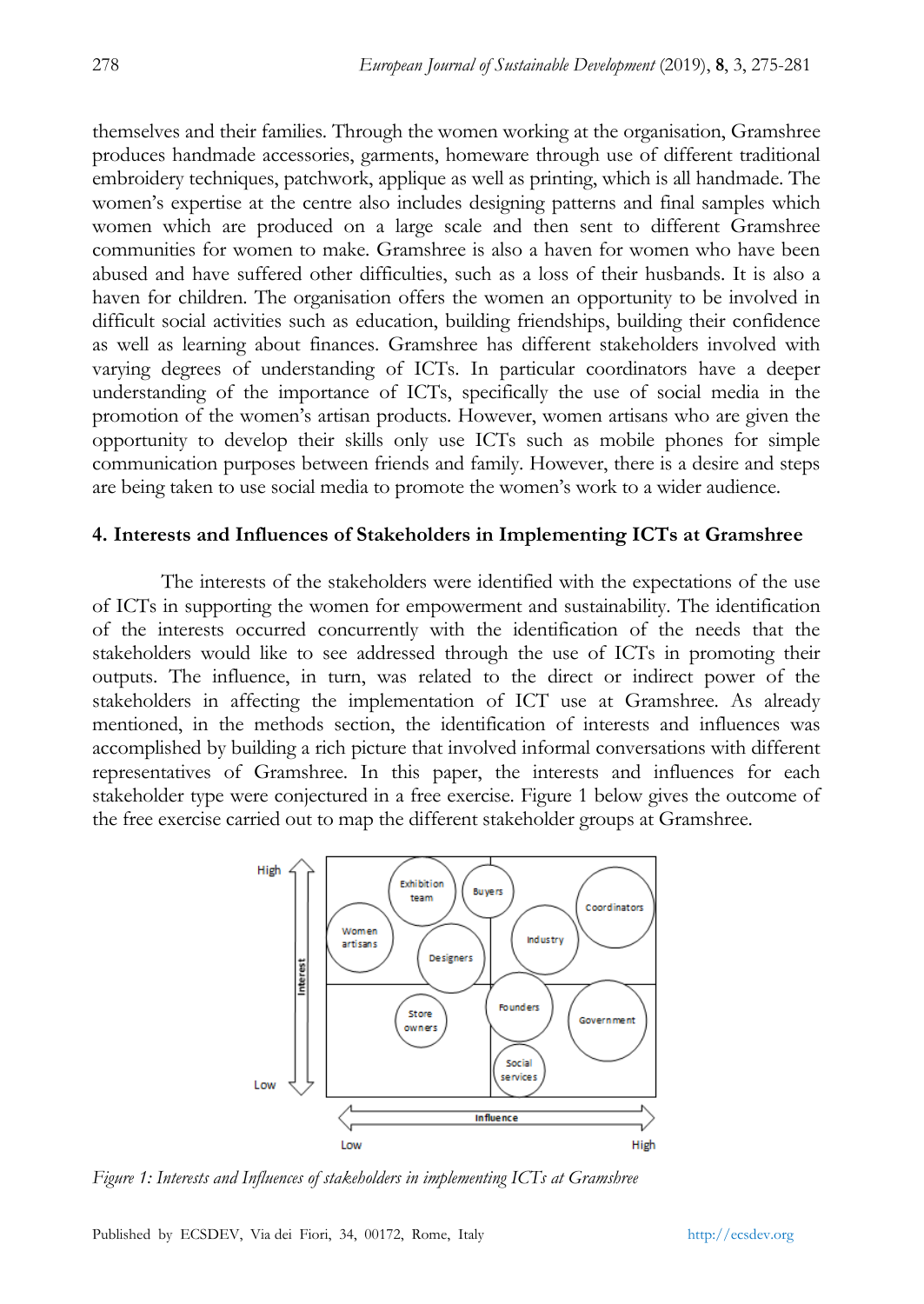themselves and their families. Through the women working at the organisation, Gramshree produces handmade accessories, garments, homeware through use of different traditional embroidery techniques, patchwork, applique as well as printing, which is all handmade. The women's expertise at the centre also includes designing patterns and final samples which women which are produced on a large scale and then sent to different Gramshree communities for women to make. Gramshree is also a haven for women who have been abused and have suffered other difficulties, such as a loss of their husbands. It is also a haven for children. The organisation offers the women an opportunity to be involved in difficult social activities such as education, building friendships, building their confidence as well as learning about finances. Gramshree has different stakeholders involved with varying degrees of understanding of ICTs. In particular coordinators have a deeper understanding of the importance of ICTs, specifically the use of social media in the promotion of the women's artisan products. However, women artisans who are given the opportunity to develop their skills only use ICTs such as mobile phones for simple communication purposes between friends and family. However, there is a desire and steps are being taken to use social media to promote the women's work to a wider audience.

## 4. Interests and Influences of Stakeholders in Implementing ICTs at Gramshree

The interests of the stakeholders were identified with the expectations of the use of ICTs in supporting the women for empowerment and sustainability. The identification of the interests occurred concurrently with the identification of the needs that the stakeholders would like to see addressed through the use of ICTs in promoting their outputs. The influence, in turn, was related to the direct or indirect power of the stakeholders in affecting the implementation of ICT use at Gramshree. As already mentioned, in the methods section, the identification of interests and influences was accomplished by building a rich picture that involved informal conversations with different representatives of Gramshree. In this paper, the interests and influences for each stakeholder type were conjectured in a free exercise. Figure 1 below gives the outcome of the free exercise carried out to map the different stakeholder groups at Gramshree.

*Figure 1: Interests and Influences of stakeholders in implementing ICTs at Gramshree*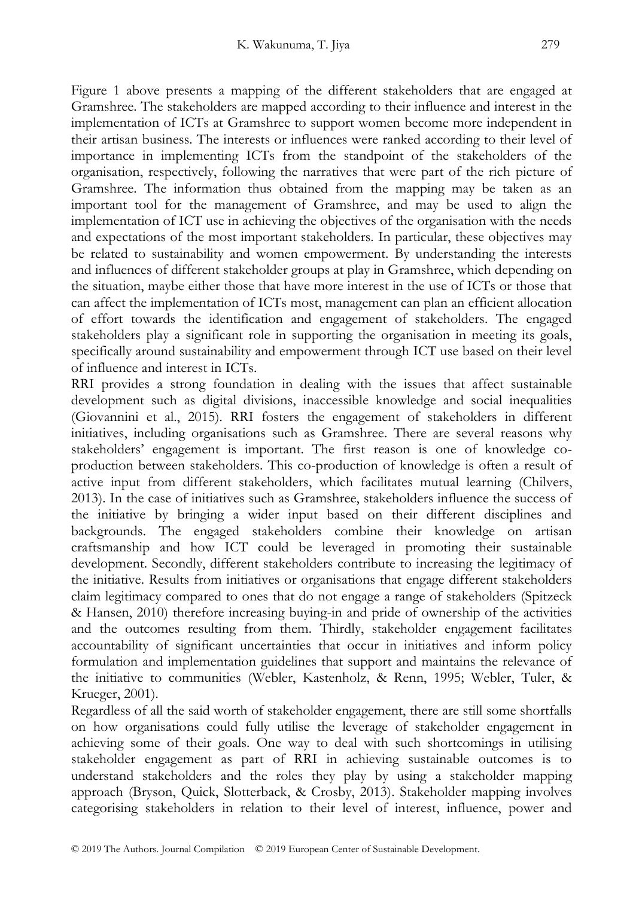Figure 1 above presents a mapping of the different stakeholders that are engaged at Gramshree. The stakeholders are mapped according to their influence and interest in the implementation of ICTs at Gramshree to support women become more independent in their artisan business. The interests or influences were ranked according to their level of importance in implementing ICTs from the standpoint of the stakeholders of the organisation, respectively, following the narratives that were part of the rich picture of Gramshree. The information thus obtained from the mapping may be taken as an important tool for the management of Gramshree, and may be used to align the implementation of ICT use in achieving the objectives of the organisation with the needs and expectations of the most important stakeholders. In particular, these objectives may be related to sustainability and women empowerment. By understanding the interests and influences of different stakeholder groups at play in Gramshree, which depending on the situation, maybe either those that have more interest in the use of ICTs or those that can affect the implementation of ICTs most, management can plan an efficient allocation of effort towards the identification and engagement of stakeholders. The engaged stakeholders play a significant role in supporting the organisation in meeting its goals, specifically around sustainability and empowerment through ICT use based on their level of influence and interest in ICTs.

RRI provides a strong foundation in dealing with the issues that affect sustainable development such as digital divisions, inaccessible knowledge and social inequalities (Giovannini et al., 2015). RRI fosters the engagement of stakeholders in different initiatives, including organisations such as Gramshree. There are several reasons why stakeholders' engagement is important. The first reason is one of knowledge co-production between stakeholders. This co-production of knowledge is often a result of active input from different stakeholders, which facilitates mutual learning (Chilvers, 2013). In the case of initiatives such as Gramshree, stakeholders influence the success of the initiative by bringing a wider input based on their different disciplines and backgrounds. The engaged stakeholders combine their knowledge on artisan craftsmanship and how ICT could be leveraged in promoting their sustainable development. Secondly, different stakeholders contribute to increasing the legitimacy of the initiative. Results from initiatives or organisations that engage different stakeholders claim legitimacy compared to ones that do not engage a range of stakeholders (Spitzeck & Hansen, 2010) therefore increasing buying-in and pride of ownership of the activities and the outcomes resulting from them. Thirdly, stakeholder engagement facilitates accountability of significant uncertainties that occur in initiatives and inform policy formulation and implementation guidelines that support and maintains the relevance of the initiative to communities (Webler, Kastenholz, & Renn, 1995; Webler, Tuler, & Krueger, 2001).

Regardless of all the said worth of stakeholder engagement, there are still some shortfalls on how organisations could fully utilise the leverage of stakeholder engagement in achieving some of their goals. One way to deal with such shortcomings in utilising stakeholder engagement as part of RRI in achieving sustainable outcomes is to understand stakeholders and the roles they play by using a stakeholder mapping approach (Bryson, Quick, Slotterback, & Crosby, 2013). Stakeholder mapping involves categorising stakeholders in relation to their level of interest, influence, power and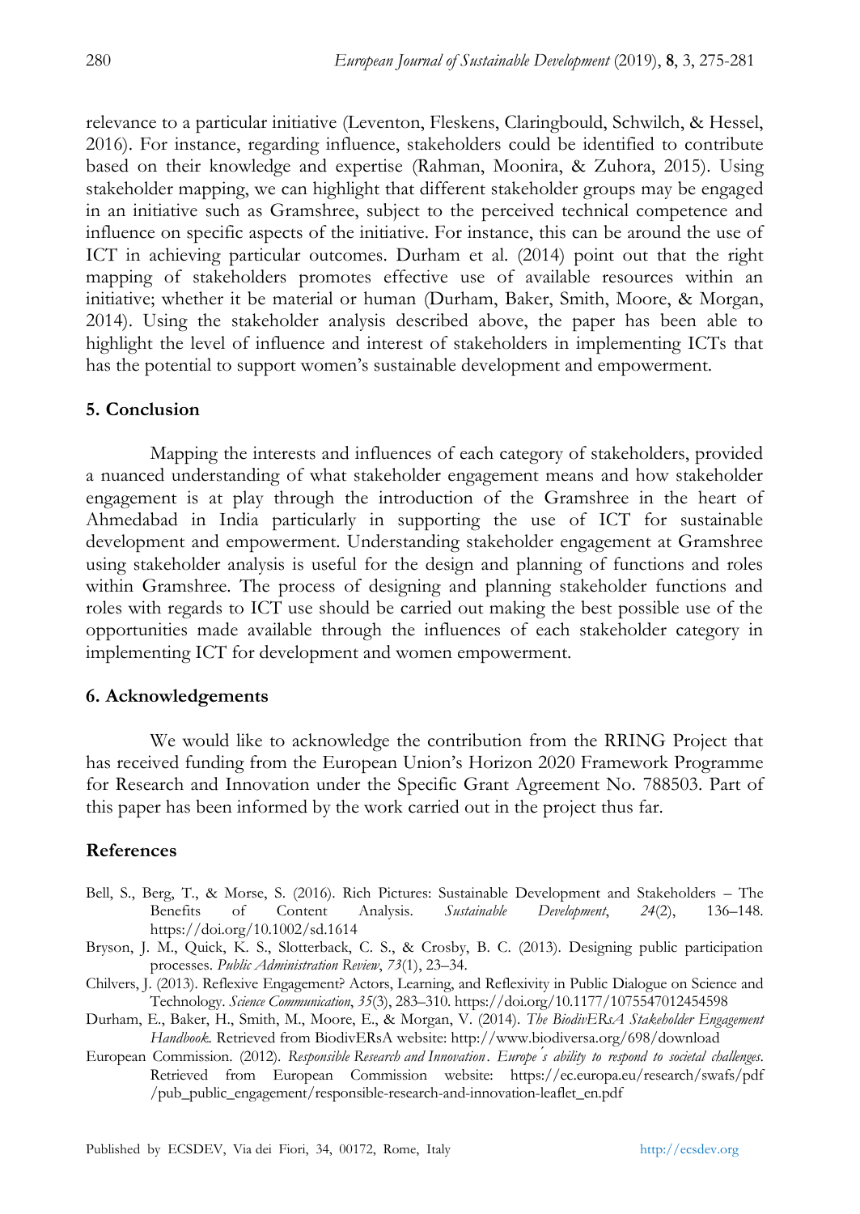relevance to a particular initiative (Leventon, Fleskens, Claringbould, Schwilch, & Hessel, 2016). For instance, regarding influence, stakeholders could be identified to contribute based on their knowledge and expertise (Rahman, Moonira, & Zuhora, 2015). Using stakeholder mapping, we can highlight that different stakeholder groups may be engaged in an initiative such as Gramshree, subject to the perceived technical competence and influence on specific aspects of the initiative. For instance, this can be around the use of ICT in achieving particular outcomes. Durham et al. (2014) point out that the right mapping of stakeholders promotes effective use of available resources within an initiative; whether it be material or human (Durham, Baker, Smith, Moore, & Morgan, 2014). Using the stakeholder analysis described above, the paper has been able to highlight the level of influence and interest of stakeholders in implementing ICTs that has the potential to support women's sustainable development and empowerment.

## 5. Conclusion

Mapping the interests and influences of each category of stakeholders, provided a nuanced understanding of what stakeholder engagement means and how stakeholder engagement is at play through the introduction of the Gramshree in the heart of Ahmedabad in India particularly in supporting the use of ICT for sustainable development and empowerment. Understanding stakeholder engagement at Gramshree using stakeholder analysis is useful for the design and planning of functions and roles within Gramshree. The process of designing and planning stakeholder functions and roles with regards to ICT use should be carried out making the best possible use of the opportunities made available through the influences of each stakeholder category in implementing ICT for development and women empowerment.

## 6. Acknowledgements

We would like to acknowledge the contribution from the RRING Project that has received funding from the European Union's Horizon 2020 Framework Programme for Research and Innovation under the Specific Grant Agreement No. 788503. Part of this paper has been informed by the work carried out in the project thus far.

## References

Bell, S., Berg, T., & Morse, S. (2016). Rich Pictures: Sustainable Development and Stakeholders – The Benefits of Content Analysis. *Sustainable Development*, *24*(2), 136–148. https://doi.org/10.1002/sd.1614

Bryson, J. M., Quick, K. S., Slotterback, C. S., & Crosby, B. C. (2013). Designing public participation processes. *Public Administration Review*, *73*(1), 23–34.

Chilvers, J. (2013). Reflexive Engagement? Actors, Learning, and Reflexivity in Public Dialogue on Science and Technology. *Science Communication*, *35*(3), 283–310. https://doi.org/10.1177/1075547012454598

Durham, E., Baker, H., Smith, M., Moore, E., & Morgan, V. (2014). *The BiodivERsA Stakeholder Engagement Handbook*. Retrieved from BiodivERsA website: http://www.biodiversa.org/698/download

European Commission. (2012). *Responsible Research and Innovation. Europe's ability to respond to societal challenges*. Retrieved from European Commission website: https://ec.europa.eu/research/swafs/pdf/pub_public_engagement/responsible-research-and-innovation-leaflet_en.pdf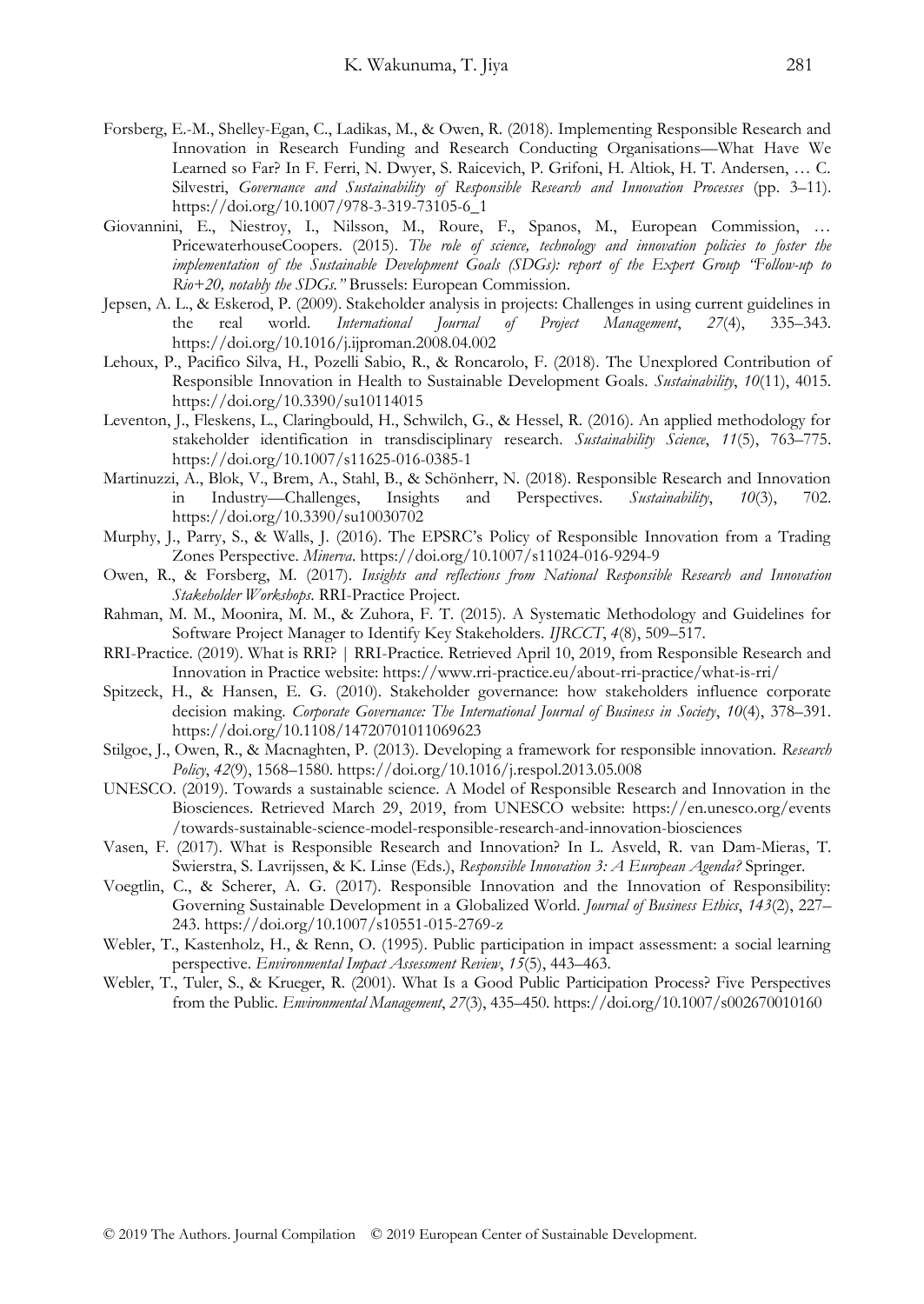Forsberg, E.-M., Shelley-Egan, C., Ladikas, M., & Owen, R. (2018). Implementing Responsible Research and Innovation in Research Funding and Research Conducting Organisations—What Have We Learned so Far? In F. Ferri, N. Dwyer, S. Raicevich, P. Grifoni, H. Altiok, H. T. Andersen, … C. Silvestri, *Governance and Sustainability of Responsible Research and Innovation Processes* (pp. 3–11). https://doi.org/10.1007/978-3-319-73105-6_1

Giovannini, E., Niestroy, I., Nilsson, M., Roure, F., Spanos, M., European Commission, … PricewaterhouseCoopers. (2015). *The role of science, technology and innovation policies to foster the implementation of the Sustainable Development Goals (SDGs): report of the Expert Group "Follow-up to Rio+20, notably the SDGs."* Brussels: European Commission.

Jepsen, A. L., & Eskerod, P. (2009). Stakeholder analysis in projects: Challenges in using current guidelines in the real world. *International Journal of Project Management*, *27*(4), 335–343. https://doi.org/10.1016/j.ijproman.2008.04.002

Lehoux, P., Pacifico Silva, H., Pozelli Sabio, R., & Roncarolo, F. (2018). The Unexplored Contribution of Responsible Innovation in Health to Sustainable Development Goals. *Sustainability*, *10*(11), 4015. https://doi.org/10.3390/su10114015

Leventon, J., Fleskens, L., Claringbould, H., Schwilch, G., & Hessel, R. (2016). An applied methodology for stakeholder identification in transdisciplinary research. *Sustainability Science*, *11*(5), 763–775. https://doi.org/10.1007/s11625-016-0385-1

Martinuzzi, A., Blok, V., Brem, A., Stahl, B., & Schönherr, N. (2018). Responsible Research and Innovation in Industry—Challenges, Insights and Perspectives. *Sustainability*, *10*(3), 702. https://doi.org/10.3390/su10030702

Murphy, J., Parry, S., & Walls, J. (2016). The EPSRC's Policy of Responsible Innovation from a Trading Zones Perspective. *Minerva*. https://doi.org/10.1007/s11024-016-9294-9

Owen, R., & Forsberg, M. (2017). *Insights and reflections from National Responsible Research and Innovation Stakeholder Workshops*. RRI-Practice Project.

Rahman, M. M., Moonira, M. M., & Zuhora, F. T. (2015). A Systematic Methodology and Guidelines for Software Project Manager to Identify Key Stakeholders. *IJRCCT*, *4*(8), 509–517.

RRI-Practice. (2019). What is RRI? | RRI-Practice. Retrieved April 10, 2019, from Responsible Research and Innovation in Practice website: https://www.rri-practice.eu/about-rri-practice/what-is-rri/

Spitzeck, H., & Hansen, E. G. (2010). Stakeholder governance: how stakeholders influence corporate decision making. *Corporate Governance: The International Journal of Business in Society*, *10*(4), 378–391. https://doi.org/10.1108/14720701011069623

Stilgoe, J., Owen, R., & Macnaghten, P. (2013). Developing a framework for responsible innovation. *Research Policy*, *42*(9), 1568–1580. https://doi.org/10.1016/j.respol.2013.05.008

UNESCO. (2019). Towards a sustainable science. A Model of Responsible Research and Innovation in the Biosciences. Retrieved March 29, 2019, from UNESCO website: https://en.unesco.org/events/towards-sustainable-science-model-responsible-research-and-innovation-biosciences

Vasen, F. (2017). What is Responsible Research and Innovation? In L. Asveld, R. van Dam-Mieras, T. Swierstra, S. Lavrijssen, & K. Linse (Eds.), *Responsible Innovation 3: A European Agenda?* Springer.

Voegtlin, C., & Scherer, A. G. (2017). Responsible Innovation and the Innovation of Responsibility: Governing Sustainable Development in a Globalized World. *Journal of Business Ethics*, *143*(2), 227–243. https://doi.org/10.1007/s10551-015-2769-z

Webler, T., Kastenholz, H., & Renn, O. (1995). Public participation in impact assessment: a social learning perspective. *Environmental Impact Assessment Review*, *15*(5), 443–463.

Webler, T., Tuler, S., & Krueger, R. (2001). What Is a Good Public Participation Process? Five Perspectives from the Public. *Environmental Management*, *27*(3), 435–450. https://doi.org/10.1007/s002670010160